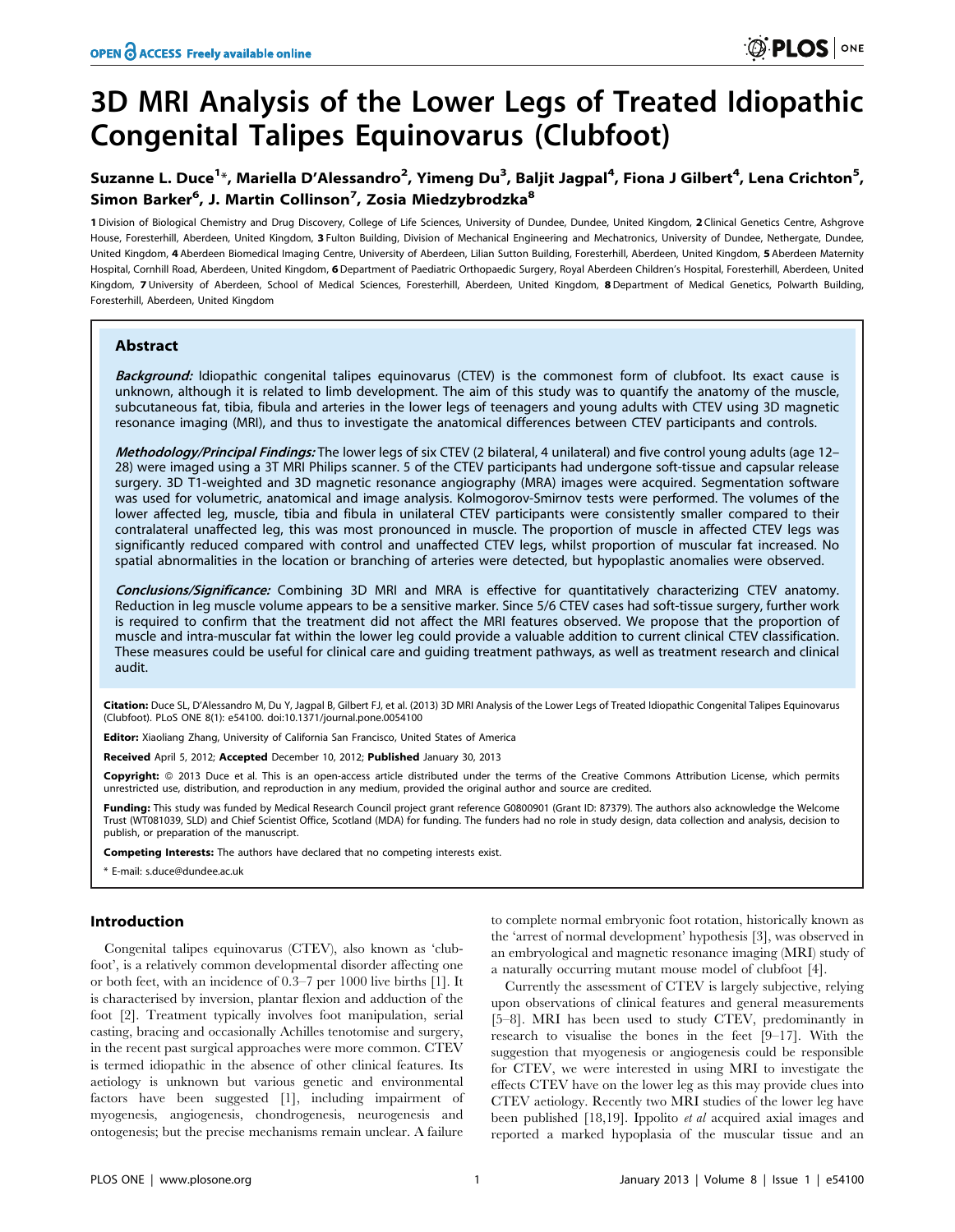# 3D MRI Analysis of the Lower Legs of Treated Idiopathic Congenital Talipes Equinovarus (Clubfoot)

Suzanne L. Duce[1]*, Mariella D'Alessandro[2], Yimeng Du[3], Baljit Jagpal[4], Fiona J Gilbert[4], Lena Crichton[5], Simon Barker[6], J. Martin Collinson[7], Zosia Miedzybrodzka[8]

**1** Division of Biological Chemistry and Drug Discovery, College of Life Sciences, University of Dundee, Dundee, United Kingdom, **2** Clinical Genetics Centre, Ashgrove House, Foresterhill, Aberdeen, United Kingdom, **3** Fulton Building, Division of Mechanical Engineering and Mechatronics, University of Dundee, Nethergate, Dundee, United Kingdom, **4** Aberdeen Biomedical Imaging Centre, University of Aberdeen, Lilian Sutton Building, Foresterhill, Aberdeen, United Kingdom, **5** Aberdeen Maternity Hospital, Cornhill Road, Aberdeen, United Kingdom, **6** Department of Paediatric Orthopaedic Surgery, Royal Aberdeen Children's Hospital, Foresterhill, Aberdeen, United Kingdom, **7** University of Aberdeen, School of Medical Sciences, Foresterhill, Aberdeen, United Kingdom, **8** Department of Medical Genetics, Polwarth Building, Foresterhill, Aberdeen, United Kingdom

## Abstract

***Background:*** Idiopathic congenital talipes equinovarus (CTEV) is the commonest form of clubfoot. Its exact cause is unknown, although it is related to limb development. The aim of this study was to quantify the anatomy of the muscle, subcutaneous fat, tibia, fibula and arteries in the lower legs of teenagers and young adults with CTEV using 3D magnetic resonance imaging (MRI), and thus to investigate the anatomical differences between CTEV participants and controls.

***Methodology/Principal Findings:*** The lower legs of six CTEV (2 bilateral, 4 unilateral) and five control young adults (age 12–28) were imaged using a 3T MRI Philips scanner. 5 of the CTEV participants had undergone soft-tissue and capsular release surgery. 3D T1-weighted and 3D magnetic resonance angiography (MRA) images were acquired. Segmentation software was used for volumetric, anatomical and image analysis. Kolmogorov-Smirnov tests were performed. The volumes of the lower affected leg, muscle, tibia and fibula in unilateral CTEV participants were consistently smaller compared to their contralateral unaffected leg, this was most pronounced in muscle. The proportion of muscle in affected CTEV legs was significantly reduced compared with control and unaffected CTEV legs, whilst proportion of muscular fat increased. No spatial abnormalities in the location or branching of arteries were detected, but hypoplastic anomalies were observed.

***Conclusions/Significance:*** Combining 3D MRI and MRA is effective for quantitatively characterizing CTEV anatomy. Reduction in leg muscle volume appears to be a sensitive marker. Since 5/6 CTEV cases had soft-tissue surgery, further work is required to confirm that the treatment did not affect the MRI features observed. We propose that the proportion of muscle and intra-muscular fat within the lower leg could provide a valuable addition to current clinical CTEV classification. These measures could be useful for clinical care and guiding treatment pathways, as well as treatment research and clinical audit.

**Citation:** Duce SL, D'Alessandro M, Du Y, Jagpal B, Gilbert FJ, et al. (2013) 3D MRI Analysis of the Lower Legs of Treated Idiopathic Congenital Talipes Equinovarus (Clubfoot). PLoS ONE 8(1): e54100. doi:10.1371/journal.pone.0054100

**Editor:** Xiaoliang Zhang, University of California San Francisco, United States of America

**Received** April 5, 2012; **Accepted** December 10, 2012; **Published** January 30, 2013

**Copyright:** © 2013 Duce et al. This is an open-access article distributed under the terms of the Creative Commons Attribution License, which permits unrestricted use, distribution, and reproduction in any medium, provided the original author and source are credited.

**Funding:** This study was funded by Medical Research Council project grant reference G0800901 (Grant ID: 87379). The authors also acknowledge the Welcome Trust (WT081039, SLD) and Chief Scientist Office, Scotland (MDA) for funding. The funders had no role in study design, data collection and analysis, decision to publish, or preparation of the manuscript.

**Competing Interests:** The authors have declared that no competing interests exist.

\* E-mail: s.duce@dundee.ac.uk

## Introduction

Congenital talipes equinovarus (CTEV), also known as 'clubfoot', is a relatively common developmental disorder affecting one or both feet, with an incidence of 0.3–7 per 1000 live births [1]. It is characterised by inversion, plantar flexion and adduction of the foot [2]. Treatment typically involves foot manipulation, serial casting, bracing and occasionally Achilles tenotomise and surgery, in the recent past surgical approaches were more common. CTEV is termed idiopathic in the absence of other clinical features. Its aetiology is unknown but various genetic and environmental factors have been suggested [1], including impairment of myogenesis, angiogenesis, chondrogenesis, neurogenesis and ontogenesis; but the precise mechanisms remain unclear. A failure to complete normal embryonic foot rotation, historically known as the 'arrest of normal development' hypothesis [3], was observed in an embryological and magnetic resonance imaging (MRI) study of a naturally occurring mutant mouse model of clubfoot [4].

Currently the assessment of CTEV is largely subjective, relying upon observations of clinical features and general measurements [5–8]. MRI has been used to study CTEV, predominantly in research to visualise the bones in the feet [9–17]. With the suggestion that myogenesis or angiogenesis could be responsible for CTEV, we were interested in using MRI to investigate the effects CTEV have on the lower leg as this may provide clues into CTEV aetiology. Recently two MRI studies of the lower leg have been published [18,19]. Ippolito *et al* acquired axial images and reported a marked hypoplasia of the muscular tissue and an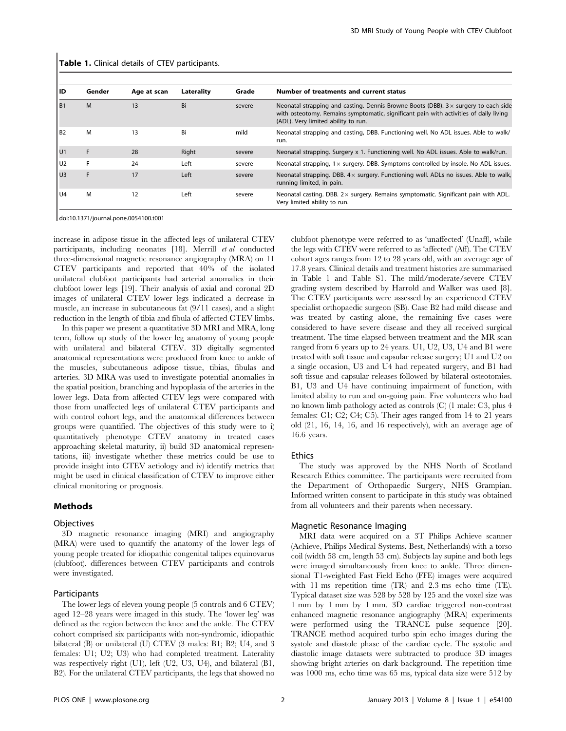**Table 1.** Clinical details of CTEV participants.

| ID | Gender | Age at scan | Laterality | Grade | Number of treatments and current status |
|---|---|---|---|---|---|
| B1 | M | 13 | Bi | severe | Neonatal strapping and casting. Dennis Browne Boots (DBB). 3× surgery to each side with osteotomy. Remains symptomatic, significant pain with activities of daily living (ADL). Very limited ability to run. |
| B2 | M | 13 | Bi | mild | Neonatal strapping and casting, DBB. Functioning well. No ADL issues. Able to walk/run. |
| U1 | F | 28 | Right | severe | Neonatal strapping. Surgery x 1. Functioning well. No ADL issues. Able to walk/run. |
| U2 | F | 24 | Left | severe | Neonatal strapping, 1× surgery. DBB. Symptoms controlled by insole. No ADL issues. |
| U3 | F | 17 | Left | severe | Neonatal strapping. DBB. 4× surgery. Functioning well. ADLs no issues. Able to walk, running limited, in pain. |
| U4 | M | 12 | Left | severe | Neonatal casting. DBB. 2× surgery. Remains symptomatic. Significant pain with ADL. Very limited ability to run. |

doi:10.1371/journal.pone.0054100.t001

increase in adipose tissue in the affected legs of unilateral CTEV participants, including neonates [18]. Merrill *et al* conducted three-dimensional magnetic resonance angiography (MRA) on 11 CTEV participants and reported that 40% of the isolated unilateral clubfoot participants had arterial anomalies in their clubfoot lower legs [19]. Their analysis of axial and coronal 2D images of unilateral CTEV lower legs indicated a decrease in muscle, an increase in subcutaneous fat (9/11 cases), and a slight reduction in the length of tibia and fibula of affected CTEV limbs.

In this paper we present a quantitative 3D MRI and MRA, long term, follow up study of the lower leg anatomy of young people with unilateral and bilateral CTEV. 3D digitally segmented anatomical representations were produced from knee to ankle of the muscles, subcutaneous adipose tissue, tibias, fibulas and arteries. 3D MRA was used to investigate potential anomalies in the spatial position, branching and hypoplasia of the arteries in the lower legs. Data from affected CTEV legs were compared with those from unaffected legs of unilateral CTEV participants and with control cohort legs, and the anatomical differences between groups were quantified. The objectives of this study were to i) quantitatively phenotype CTEV anatomy in treated cases approaching skeletal maturity, ii) build 3D anatomical representations, iii) investigate whether these metrics could be use to provide insight into CTEV aetiology and iv) identify metrics that might be used in clinical classification of CTEV to improve either clinical monitoring or prognosis.

## Methods

### Objectives

3D magnetic resonance imaging (MRI) and angiography (MRA) were used to quantify the anatomy of the lower legs of young people treated for idiopathic congenital talipes equinovarus (clubfoot), differences between CTEV participants and controls were investigated.

### Participants

The lower legs of eleven young people (5 controls and 6 CTEV) aged 12–28 years were imaged in this study. The 'lower leg' was defined as the region between the knee and the ankle. The CTEV cohort comprised six participants with non-syndromic, idiopathic bilateral (B) or unilateral (U) CTEV (3 males: B1; B2; U4, and 3 females: U1; U2; U3) who had completed treatment. Laterality was respectively right (U1), left (U2, U3, U4), and bilateral (B1, B2). For the unilateral CTEV participants, the legs that showed no clubfoot phenotype were referred to as 'unaffected' (Unaff), while the legs with CTEV were referred to as 'affected' (Aff). The CTEV cohort ages ranges from 12 to 28 years old, with an average age of 17.8 years. Clinical details and treatment histories are summarised in Table 1 and Table S1. The mild/moderate/severe CTEV grading system described by Harrold and Walker was used [8]. The CTEV participants were assessed by an experienced CTEV specialist orthopaedic surgeon (SB). Case B2 had mild disease and was treated by casting alone, the remaining five cases were considered to have severe disease and they all received surgical treatment. The time elapsed between treatment and the MR scan ranged from 6 years up to 24 years. U1, U2, U3, U4 and B1 were treated with soft tissue and capsular release surgery; U1 and U2 on a single occasion, U3 and U4 had repeated surgery, and B1 had soft tissue and capsular releases followed by bilateral osteotomies. B1, U3 and U4 have continuing impairment of function, with limited ability to run and on-going pain. Five volunteers who had no known limb pathology acted as controls (C) (1 male: C3, plus 4 females: C1; C2; C4; C5). Their ages ranged from 14 to 21 years old (21, 16, 14, 16, and 16 respectively), with an average age of 16.6 years.

### Ethics

The study was approved by the NHS North of Scotland Research Ethics committee. The participants were recruited from the Department of Orthopaedic Surgery, NHS Grampian. Informed written consent to participate in this study was obtained from all volunteers and their parents when necessary.

### Magnetic Resonance Imaging

MRI data were acquired on a 3T Philips Achieve scanner (Achieve, Philips Medical Systems, Best, Netherlands) with a torso coil (width 58 cm, length 53 cm). Subjects lay supine and both legs were imaged simultaneously from knee to ankle. Three dimensional T1-weighted Fast Field Echo (FFE) images were acquired with 11 ms repetition time (TR) and 2.3 ms echo time (TE). Typical dataset size was 528 by 528 by 125 and the voxel size was 1 mm by 1 mm by 1 mm. 3D cardiac triggered non-contrast enhanced magnetic resonance angiography (MRA) experiments were performed using the TRANCE pulse sequence [20]. TRANCE method acquired turbo spin echo images during the systole and diastole phase of the cardiac cycle. The systolic and diastolic image datasets were subtracted to produce 3D images showing bright arteries on dark background. The repetition time was 1000 ms, echo time was 65 ms, typical data size were 512 by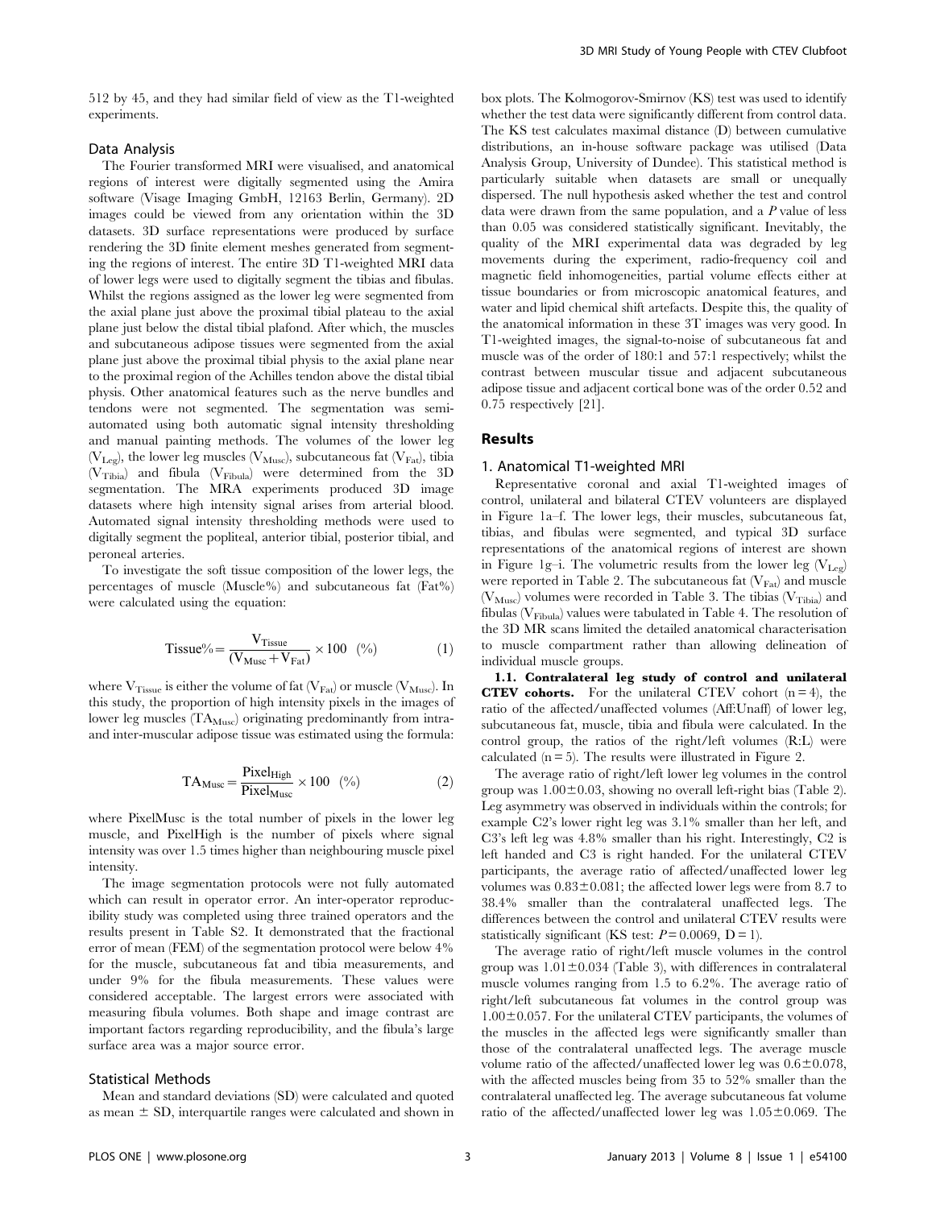512 by 45, and they had similar field of view as the T1-weighted experiments.

### Data Analysis

The Fourier transformed MRI were visualised, and anatomical regions of interest were digitally segmented using the Amira software (Visage Imaging GmbH, 12163 Berlin, Germany). 2D images could be viewed from any orientation within the 3D datasets. 3D surface representations were produced by surface rendering the 3D finite element meshes generated from segmenting the regions of interest. The entire 3D T1-weighted MRI data of lower legs were used to digitally segment the tibias and fibulas. Whilst the regions assigned as the lower leg were segmented from the axial plane just above the proximal tibial plateau to the axial plane just below the distal tibial plafond. After which, the muscles and subcutaneous adipose tissues were segmented from the axial plane just above the proximal tibial physis to the axial plane near to the proximal region of the Achilles tendon above the distal tibial physis. Other anatomical features such as the nerve bundles and tendons were not segmented. The segmentation was semi-automated using both automatic signal intensity thresholding and manual painting methods. The volumes of the lower leg ($V_{Leg}$), the lower leg muscles ($V_{Musc}$), subcutaneous fat ($V_{Fat}$), tibia ($V_{Tibia}$) and fibula ($V_{Fibula}$) were determined from the 3D segmentation. The MRA experiments produced 3D image datasets where high intensity signal arises from arterial blood. Automated signal intensity thresholding methods were used to digitally segment the popliteal, anterior tibial, posterior tibial, and peroneal arteries.

To investigate the soft tissue composition of the lower legs, the percentages of muscle (Muscle%) and subcutaneous fat (Fat%) were calculated using the equation:

$$\text{Tissue\%} = \frac{V_{Tissue}}{(V_{Musc} + V_{Fat})} \times 100 \quad (\%) \tag{1}$$

where $V_{Tissue}$ is either the volume of fat ($V_{Fat}$) or muscle ($V_{Musc}$). In this study, the proportion of high intensity pixels in the images of lower leg muscles ($TA_{Musc}$) originating predominantly from intra- and inter-muscular adipose tissue was estimated using the formula:

$$TA_{Musc} = \frac{Pixel_{High}}{Pixel_{Musc}} \times 100 \quad (\%) \tag{2}$$

where PixelMusc is the total number of pixels in the lower leg muscle, and PixelHigh is the number of pixels where signal intensity was over 1.5 times higher than neighbouring muscle pixel intensity.

The image segmentation protocols were not fully automated which can result in operator error. An inter-operator reproducibility study was completed using three trained operators and the results present in Table S2. It demonstrated that the fractional error of mean (FEM) of the segmentation protocol were below 4% for the muscle, subcutaneous fat and tibia measurements, and under 9% for the fibula measurements. These values were considered acceptable. The largest errors were associated with measuring fibula volumes. Both shape and image contrast are important factors regarding reproducibility, and the fibula's large surface area was a major source error.

### Statistical Methods

Mean and standard deviations (SD) were calculated and quoted as mean ± SD, interquartile ranges were calculated and shown in box plots. The Kolmogorov-Smirnov (KS) test was used to identify whether the test data were significantly different from control data. The KS test calculates maximal distance (D) between cumulative distributions, an in-house software package was utilised (Data Analysis Group, University of Dundee). This statistical method is particularly suitable when datasets are small or unequally dispersed. The null hypothesis asked whether the test and control data were drawn from the same population, and a $P$ value of less than 0.05 was considered statistically significant. Inevitably, the quality of the MRI experimental data was degraded by leg movements during the experiment, radio-frequency coil and magnetic field inhomogeneities, partial volume effects either at tissue boundaries or from microscopic anatomical features, and water and lipid chemical shift artefacts. Despite this, the quality of the anatomical information in these 3T images was very good. In T1-weighted images, the signal-to-noise of subcutaneous fat and muscle was of the order of 180:1 and 57:1 respectively; whilst the contrast between muscular tissue and adjacent subcutaneous adipose tissue and adjacent cortical bone was of the order 0.52 and 0.75 respectively [21].

## Results

### 1. Anatomical T1-weighted MRI

Representative coronal and axial T1-weighted images of control, unilateral and bilateral CTEV volunteers are displayed in Figure 1a–f. The lower legs, their muscles, subcutaneous fat, tibias, and fibulas were segmented, and typical 3D surface representations of the anatomical regions of interest are shown in Figure 1g–i. The volumetric results from the lower leg ($V_{Leg}$) were reported in Table 2. The subcutaneous fat ($V_{Fat}$) and muscle ($V_{Musc}$) volumes were recorded in Table 3. The tibias ($V_{Tibia}$) and fibulas ($V_{Fibula}$) values were tabulated in Table 4. The resolution of the 3D MR scans limited the detailed anatomical characterisation to muscle compartment rather than allowing delineation of individual muscle groups.

**1.1. Contralateral leg study of control and unilateral CTEV cohorts.** For the unilateral CTEV cohort ($n = 4$), the ratio of the affected/unaffected volumes (Aff:Unaff) of lower leg, subcutaneous fat, muscle, tibia and fibula were calculated. In the control group, the ratios of the right/left volumes (R:L) were calculated ($n = 5$). The results were illustrated in Figure 2.

The average ratio of right/left lower leg volumes in the control group was $1.00 \pm 0.03$, showing no overall left-right bias (Table 2). Leg asymmetry was observed in individuals within the controls; for example C2's lower right leg was 3.1% smaller than her left, and C3's left leg was 4.8% smaller than his right. Interestingly, C2 is left handed and C3 is right handed. For the unilateral CTEV participants, the average ratio of affected/unaffected lower leg volumes was $0.83 \pm 0.081$; the affected lower legs were from 8.7 to 38.4% smaller than the contralateral unaffected legs. The differences between the control and unilateral CTEV results were statistically significant (KS test: $P = 0.0069$, $D = 1$).

The average ratio of right/left muscle volumes in the control group was $1.01 \pm 0.034$ (Table 3), with differences in contralateral muscle volumes ranging from 1.5 to 6.2%. The average ratio of right/left subcutaneous fat volumes in the control group was $1.00 \pm 0.057$. For the unilateral CTEV participants, the volumes of the muscles in the affected legs were significantly smaller than those of the contralateral unaffected legs. The average muscle volume ratio of the affected/unaffected lower leg was $0.6 \pm 0.078$, with the affected muscles being from 35 to 52% smaller than the contralateral unaffected leg. The average subcutaneous fat volume ratio of the affected/unaffected lower leg was $1.05 \pm 0.069$. The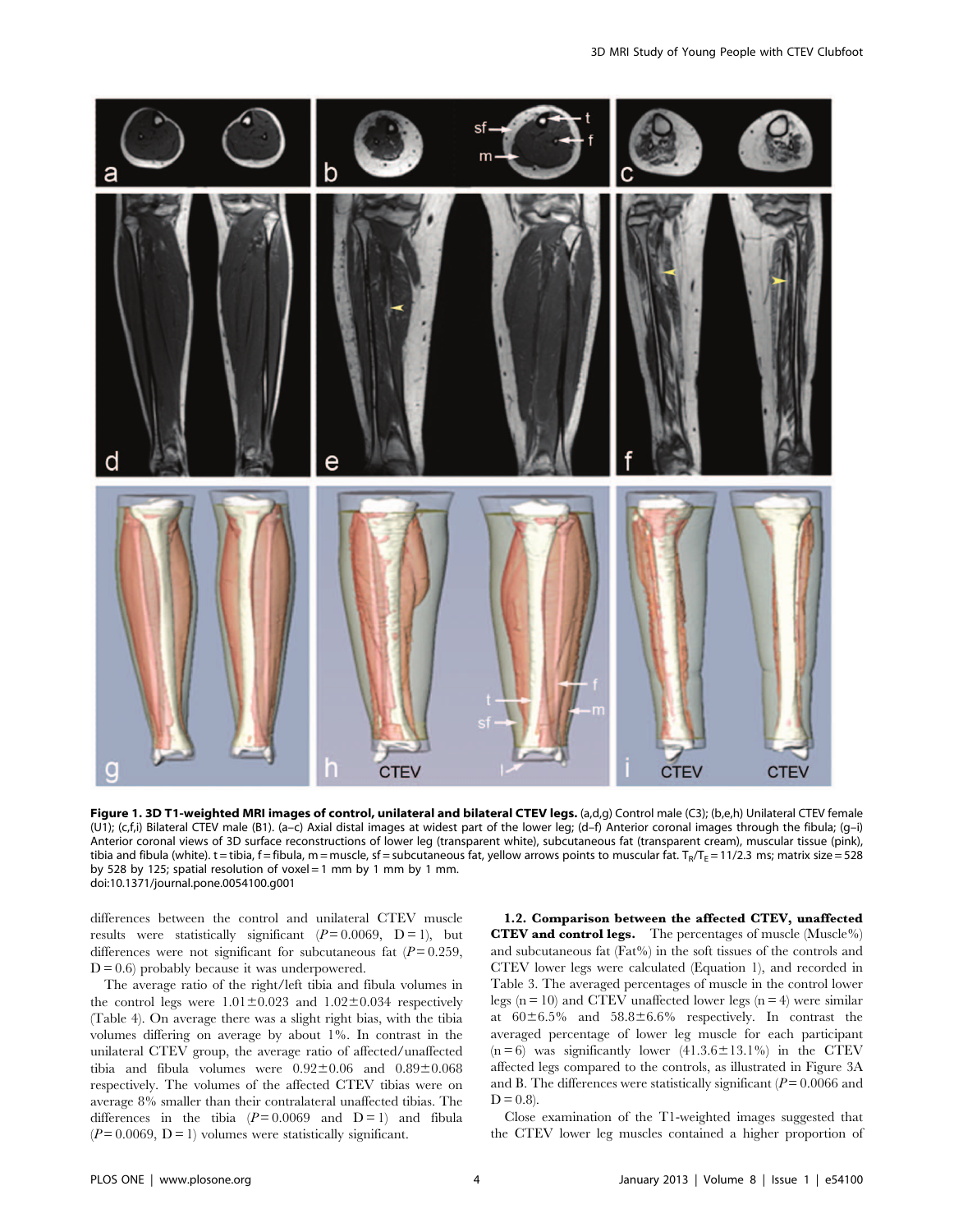**Figure 1. 3D T1-weighted MRI images of control, unilateral and bilateral CTEV legs.** (a,d,g) Control male (C3); (b,e,h) Unilateral CTEV female (U1); (c,f,i) Bilateral CTEV male (B1). (a–c) Axial distal images at widest part of the lower leg; (d–f) Anterior coronal images through the fibula; (g–i) Anterior coronal views of 3D surface reconstructions of lower leg (transparent white), subcutaneous fat (transparent cream), muscular tissue (pink), tibia and fibula (white). t = tibia, f = fibula, m = muscle, sf = subcutaneous fat, yellow arrows points to muscular fat. $T_R/T_E = 11/2.3$ ms; matrix size = 528 by 528 by 125; spatial resolution of voxel = 1 mm by 1 mm by 1 mm.
doi:10.1371/journal.pone.0054100.g001

differences between the control and unilateral CTEV muscle results were statistically significant ($P = 0.0069$, $D = 1$), but differences were not significant for subcutaneous fat ($P = 0.259$, $D = 0.6$) probably because it was underpowered.

The average ratio of the right/left tibia and fibula volumes in the control legs were $1.01 \pm 0.023$ and $1.02 \pm 0.034$ respectively (Table 4). On average there was a slight right bias, with the tibia volumes differing on average by about 1%. In contrast in the unilateral CTEV group, the average ratio of affected/unaffected tibia and fibula volumes were $0.92 \pm 0.06$ and $0.89 \pm 0.068$ respectively. The volumes of the affected CTEV tibias were on average 8% smaller than their contralateral unaffected tibias. The differences in the tibia ($P = 0.0069$ and $D = 1$) and fibula ($P = 0.0069$, $D = 1$) volumes were statistically significant.

**1.2. Comparison between the affected CTEV, unaffected CTEV and control legs.** The percentages of muscle (Muscle%) and subcutaneous fat (Fat%) in the soft tissues of the controls and CTEV lower legs were calculated (Equation 1), and recorded in Table 3. The averaged percentages of muscle in the control lower legs ($n = 10$) and CTEV unaffected lower legs ($n = 4$) were similar at $60 \pm 6.5\%$ and $58.8 \pm 6.6\%$ respectively. In contrast the averaged percentage of lower leg muscle for each participant ($n = 6$) was significantly lower ($41.3.6 \pm 13.1\%$) in the CTEV affected legs compared to the controls, as illustrated in Figure 3A and B. The differences were statistically significant ($P = 0.0066$ and $D = 0.8$).

Close examination of the T1-weighted images suggested that the CTEV lower leg muscles contained a higher proportion of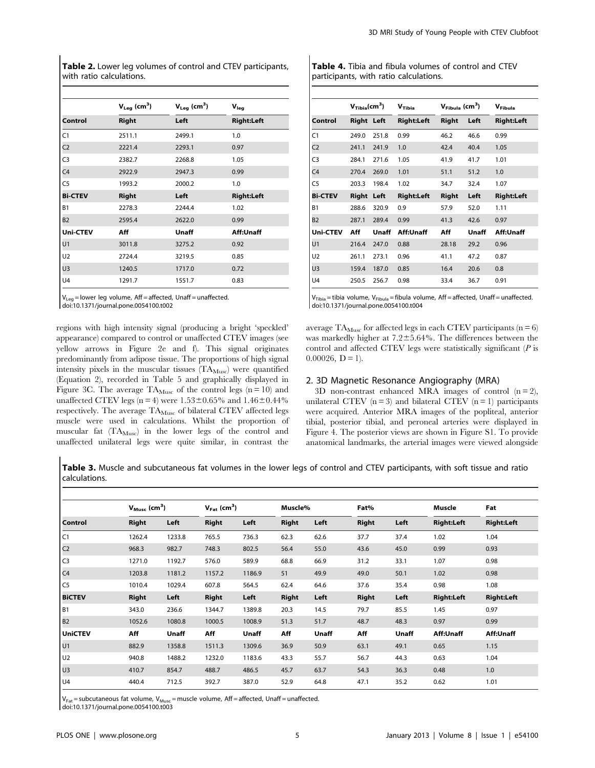**Table 2.** Lower leg volumes of control and CTEV participants, with ratio calculations.

| | $V_{Leg}$ (cm$^3$) | $V_{Leg}$ (cm$^3$) | $V_{leg}$ |
|---|---|---|---|
| **Control** | **Right** | **Left** | **Right:Left** |
| C1 | 2511.1 | 2499.1 | 1.0 |
| C2 | 2221.4 | 2293.1 | 0.97 |
| C3 | 2382.7 | 2268.8 | 1.05 |
| C4 | 2922.9 | 2947.3 | 0.99 |
| C5 | 1993.2 | 2000.2 | 1.0 |
| **Bi-CTEV** | **Right** | **Left** | **Right:Left** |
| B1 | 2278.3 | 2244.4 | 1.02 |
| B2 | 2595.4 | 2622.0 | 0.99 |
| **Uni-CTEV** | **Aff** | **Unaff** | **Aff:Unaff** |
| U1 | 3011.8 | 3275.2 | 0.92 |
| U2 | 2724.4 | 3219.5 | 0.85 |
| U3 | 1240.5 | 1717.0 | 0.72 |
| U4 | 1291.7 | 1551.7 | 0.83 |

$V_{Leg}$ = lower leg volume, Aff = affected, Unaff = unaffected.
doi:10.1371/journal.pone.0054100.t002

**Table 4.** Tibia and fibula volumes of control and CTEV participants, with ratio calculations.

| | $V_{Tibia}$(cm$^3$) | | $V_{Tibia}$ | $V_{Fibula}$ (cm$^3$) | | $V_{Fibula}$ |
|---|---|---|---|---|---|---|
| **Control** | **Right** | **Left** | **Right:Left** | **Right** | **Left** | **Right:Left** |
| C1 | 249.0 | 251.8 | 0.99 | 46.2 | 46.6 | 0.99 |
| C2 | 241.1 | 241.9 | 1.0 | 42.4 | 40.4 | 1.05 |
| C3 | 284.1 | 271.6 | 1.05 | 41.9 | 41.7 | 1.01 |
| C4 | 270.4 | 269.0 | 1.01 | 51.1 | 51.2 | 1.0 |
| C5 | 203.3 | 198.4 | 1.02 | 34.7 | 32.4 | 1.07 |
| **Bi-CTEV** | **Right** | **Left** | **Right:Left** | **Right** | **Left** | **Right:Left** |
| B1 | 288.6 | 320.9 | 0.9 | 57.9 | 52.0 | 1.11 |
| B2 | 287.1 | 289.4 | 0.99 | 41.3 | 42.6 | 0.97 |
| **Uni-CTEV** | **Aff** | **Unaff** | **Aff:Unaff** | **Aff** | **Unaff** | **Aff:Unaff** |
| U1 | 216.4 | 247.0 | 0.88 | 28.18 | 29.2 | 0.96 |
| U2 | 261.1 | 273.1 | 0.96 | 41.1 | 47.2 | 0.87 |
| U3 | 159.4 | 187.0 | 0.85 | 16.4 | 20.6 | 0.8 |
| U4 | 250.5 | 256.7 | 0.98 | 33.4 | 36.7 | 0.91 |

$V_{Tibia}$ = tibia volume, $V_{Fibula}$ = fibula volume, Aff = affected, Unaff = unaffected.
doi:10.1371/journal.pone.0054100.t004

regions with high intensity signal (producing a bright 'speckled' appearance) compared to control or unaffected CTEV images (see yellow arrows in Figure 2e and f). This signal originates predominantly from adipose tissue. The proportions of high signal intensity pixels in the muscular tissues ($TA_{Musc}$) were quantified (Equation 2), recorded in Table 5 and graphically displayed in Figure 3C. The average $TA_{Musc}$ of the control legs ($n = 10$) and unaffected CTEV legs ($n = 4$) were $1.53 \pm 0.65\%$ and $1.46 \pm 0.44\%$ respectively. The average $TA_{Musc}$ of bilateral CTEV affected legs muscle were used in calculations. Whilst the proportion of muscular fat ($TA_{Musc}$) in the lower legs of the control and unaffected unilateral legs were quite similar, in contrast the average $TA_{Musc}$ for affected legs in each CTEV participants ($n = 6$) was markedly higher at $7.2 \pm 5.64\%$. The differences between the control and affected CTEV legs were statistically significant ($P$ is $0.00026$, $D = 1$).

## 2. 3D Magnetic Resonance Angiography (MRA)

3D non-contrast enhanced MRA images of control ($n = 2$), unilateral CTEV ($n = 3$) and bilateral CTEV ($n = 1$) participants were acquired. Anterior MRA images of the popliteal, anterior tibial, posterior tibial, and peroneal arteries were displayed in Figure 4. The posterior views are shown in Figure S1. To provide anatomical landmarks, the arterial images were viewed alongside

**Table 3.** Muscle and subcutaneous fat volumes in the lower legs of control and CTEV participants, with soft tissue and ratio calculations.

| | $V_{Musc}$ (cm$^3$) | | $V_{Fat}$ (cm$^3$) | | Muscle% | | Fat% | | Muscle | Fat |
|---|---|---|---|---|---|---|---|---|---|---|
| **Control** | **Right** | **Left** | **Right** | **Left** | **Right** | **Left** | **Right** | **Left** | **Right:Left** | **Right:Left** |
| C1 | 1262.4 | 1233.8 | 765.5 | 736.3 | 62.3 | 62.6 | 37.7 | 37.4 | 1.02 | 1.04 |
| C2 | 968.3 | 982.7 | 748.3 | 802.5 | 56.4 | 55.0 | 43.6 | 45.0 | 0.99 | 0.93 |
| C3 | 1271.0 | 1192.7 | 576.0 | 589.9 | 68.8 | 66.9 | 31.2 | 33.1 | 1.07 | 0.98 |
| C4 | 1203.8 | 1181.2 | 1157.2 | 1186.9 | 51 | 49.9 | 49.0 | 50.1 | 1.02 | 0.98 |
| C5 | 1010.4 | 1029.4 | 607.8 | 564.5 | 62.4 | 64.6 | 37.6 | 35.4 | 0.98 | 1.08 |
| **BiCTEV** | **Right** | **Left** | **Right** | **Left** | **Right** | **Left** | **Right** | **Left** | **Right:Left** | **Right:Left** |
| B1 | 343.0 | 236.6 | 1344.7 | 1389.8 | 20.3 | 14.5 | 79.7 | 85.5 | 1.45 | 0.97 |
| B2 | 1052.6 | 1080.8 | 1000.5 | 1008.9 | 51.3 | 51.7 | 48.7 | 48.3 | 0.97 | 0.99 |
| **UniCTEV** | **Aff** | **Unaff** | **Aff** | **Unaff** | **Aff** | **Unaff** | **Aff** | **Unaff** | **Aff:Unaff** | **Aff:Unaff** |
| U1 | 882.9 | 1358.8 | 1511.3 | 1309.6 | 36.9 | 50.9 | 63.1 | 49.1 | 0.65 | 1.15 |
| U2 | 940.8 | 1488.2 | 1232.0 | 1183.6 | 43.3 | 55.7 | 56.7 | 44.3 | 0.63 | 1.04 |
| U3 | 410.7 | 854.7 | 488.7 | 486.5 | 45.7 | 63.7 | 54.3 | 36.3 | 0.48 | 1.0 |
| U4 | 440.4 | 712.5 | 392.7 | 387.0 | 52.9 | 64.8 | 47.1 | 35.2 | 0.62 | 1.01 |

$V_{Fat}$ = subcutaneous fat volume, $V_{Musc}$ = muscle volume, Aff = affected, Unaff = unaffected.
doi:10.1371/journal.pone.0054100.t003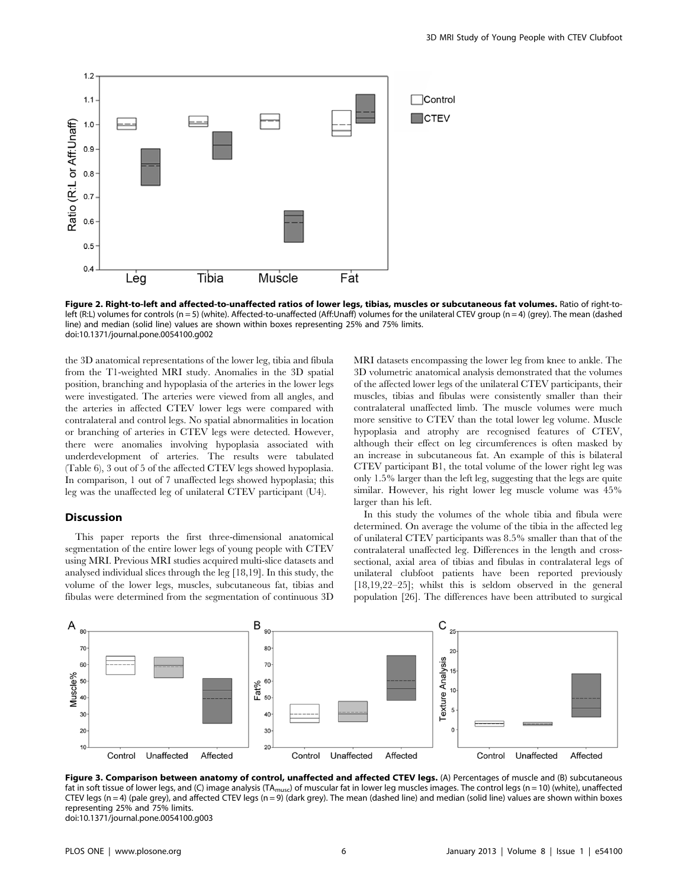**Figure 2. Right-to-left and affected-to-unaffected ratios of lower legs, tibias, muscles or subcutaneous fat volumes.** Ratio of right-to-left (R:L) volumes for controls (n = 5) (white). Affected-to-unaffected (Aff:Unaff) volumes for the unilateral CTEV group (n = 4) (grey). The mean (dashed line) and median (solid line) values are shown within boxes representing 25% and 75% limits.
doi:10.1371/journal.pone.0054100.g002

the 3D anatomical representations of the lower leg, tibia and fibula from the T1-weighted MRI study. Anomalies in the 3D spatial position, branching and hypoplasia of the arteries in the lower legs were investigated. The arteries were viewed from all angles, and the arteries in affected CTEV lower legs were compared with contralateral and control legs. No spatial abnormalities in location or branching of arteries in CTEV legs were detected. However, there were anomalies involving hypoplasia associated with underdevelopment of arteries. The results were tabulated (Table 6), 3 out of 5 of the affected CTEV legs showed hypoplasia. In comparison, 1 out of 7 unaffected legs showed hypoplasia; this leg was the unaffected leg of unilateral CTEV participant (U4).

## Discussion

This paper reports the first three-dimensional anatomical segmentation of the entire lower legs of young people with CTEV using MRI. Previous MRI studies acquired multi-slice datasets and analysed individual slices through the leg [18,19]. In this study, the volume of the lower legs, muscles, subcutaneous fat, tibias and fibulas were determined from the segmentation of continuous 3D MRI datasets encompassing the lower leg from knee to ankle. The 3D volumetric anatomical analysis demonstrated that the volumes of the affected lower legs of the unilateral CTEV participants, their muscles, tibias and fibulas were consistently smaller than their contralateral unaffected limb. The muscle volumes were much more sensitive to CTEV than the total lower leg volume. Muscle hypoplasia and atrophy are recognised features of CTEV, although their effect on leg circumferences is often masked by an increase in subcutaneous fat. An example of this is bilateral CTEV participant B1, the total volume of the lower right leg was only 1.5% larger than the left leg, suggesting that the legs are quite similar. However, his right lower leg muscle volume was 45% larger than his left.

In this study the volumes of the whole tibia and fibula were determined. On average the volume of the tibia in the affected leg of unilateral CTEV participants was 8.5% smaller than that of the contralateral unaffected leg. Differences in the length and cross-sectional, axial area of tibias and fibulas in contralateral legs of unilateral clubfoot patients have been reported previously [18,19,22–25]; whilst this is seldom observed in the general population [26]. The differences have been attributed to surgical

**Figure 3. Comparison between anatomy of control, unaffected and affected CTEV legs.** (A) Percentages of muscle and (B) subcutaneous fat in soft tissue of lower legs, and (C) image analysis ($TA_{musc}$) of muscular fat in lower leg muscles images. The control legs (n = 10) (white), unaffected CTEV legs (n = 4) (pale grey), and affected CTEV legs (n = 9) (dark grey). The mean (dashed line) and median (solid line) values are shown within boxes representing 25% and 75% limits.
doi:10.1371/journal.pone.0054100.g003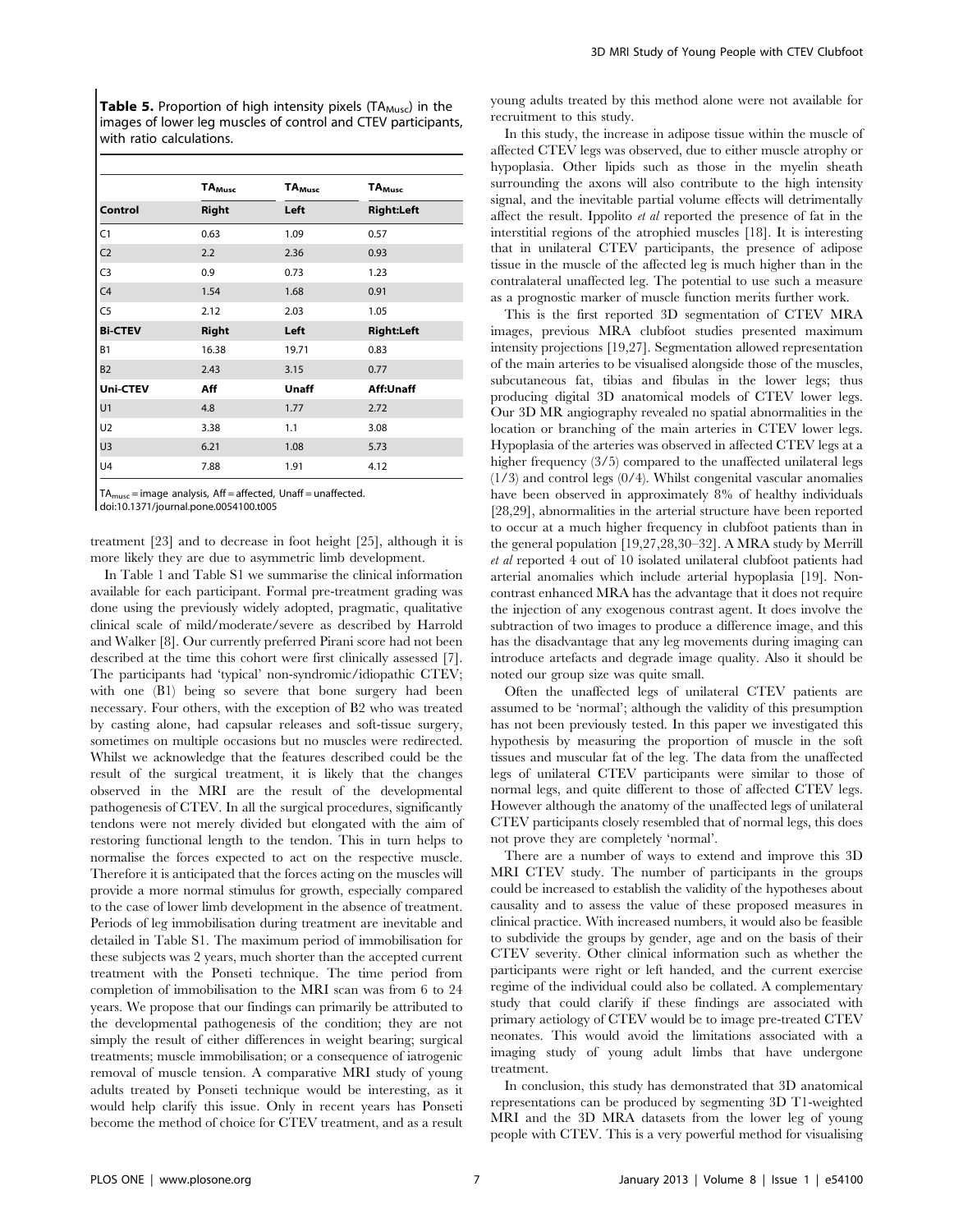**Table 5.** Proportion of high intensity pixels ($TA_{Musc}$) in the images of lower leg muscles of control and CTEV participants, with ratio calculations.

| | $TA_{Musc}$ | $TA_{Musc}$ | $TA_{Musc}$ |
|---|---|---|---|
| **Control** | **Right** | **Left** | **Right:Left** |
| C1 | 0.63 | 1.09 | 0.57 |
| C2 | 2.2 | 2.36 | 0.93 |
| C3 | 0.9 | 0.73 | 1.23 |
| C4 | 1.54 | 1.68 | 0.91 |
| C5 | 2.12 | 2.03 | 1.05 |
| **Bi-CTEV** | **Right** | **Left** | **Right:Left** |
| B1 | 16.38 | 19.71 | 0.83 |
| B2 | 2.43 | 3.15 | 0.77 |
| **Uni-CTEV** | **Aff** | **Unaff** | **Aff:Unaff** |
| U1 | 4.8 | 1.77 | 2.72 |
| U2 | 3.38 | 1.1 | 3.08 |
| U3 | 6.21 | 1.08 | 5.73 |
| U4 | 7.88 | 1.91 | 4.12 |

$TA_{musc}$ = image analysis, Aff = affected, Unaff = unaffected.
doi:10.1371/journal.pone.0054100.t005

treatment [23] and to decrease in foot height [25], although it is more likely they are due to asymmetric limb development.

In Table 1 and Table S1 we summarise the clinical information available for each participant. Formal pre-treatment grading was done using the previously widely adopted, pragmatic, qualitative clinical scale of mild/moderate/severe as described by Harrold and Walker [8]. Our currently preferred Pirani score had not been described at the time this cohort were first clinically assessed [7]. The participants had 'typical' non-syndromic/idiopathic CTEV; with one (B1) being so severe that bone surgery had been necessary. Four others, with the exception of B2 who was treated by casting alone, had capsular releases and soft-tissue surgery, sometimes on multiple occasions but no muscles were redirected. Whilst we acknowledge that the features described could be the result of the surgical treatment, it is likely that the changes observed in the MRI are the result of the developmental pathogenesis of CTEV. In all the surgical procedures, significantly tendons were not merely divided but elongated with the aim of restoring functional length to the tendon. This in turn helps to normalise the forces expected to act on the respective muscle. Therefore it is anticipated that the forces acting on the muscles will provide a more normal stimulus for growth, especially compared to the case of lower limb development in the absence of treatment. Periods of leg immobilisation during treatment are inevitable and detailed in Table S1. The maximum period of immobilisation for these subjects was 2 years, much shorter than the accepted current treatment with the Ponseti technique. The time period from completion of immobilisation to the MRI scan was from 6 to 24 years. We propose that our findings can primarily be attributed to the developmental pathogenesis of the condition; they are not simply the result of either differences in weight bearing; surgical treatments; muscle immobilisation; or a consequence of iatrogenic removal of muscle tension. A comparative MRI study of young adults treated by Ponseti technique would be interesting, as it would help clarify this issue. Only in recent years has Ponseti become the method of choice for CTEV treatment, and as a result young adults treated by this method alone were not available for recruitment to this study.

In this study, the increase in adipose tissue within the muscle of affected CTEV legs was observed, due to either muscle atrophy or hypoplasia. Other lipids such as those in the myelin sheath surrounding the axons will also contribute to the high intensity signal, and the inevitable partial volume effects will detrimentally affect the result. Ippolito *et al* reported the presence of fat in the interstitial regions of the atrophied muscles [18]. It is interesting that in unilateral CTEV participants, the presence of adipose tissue in the muscle of the affected leg is much higher than in the contralateral unaffected leg. The potential to use such a measure as a prognostic marker of muscle function merits further work.

This is the first reported 3D segmentation of CTEV MRA images, previous MRA clubfoot studies presented maximum intensity projections [19,27]. Segmentation allowed representation of the main arteries to be visualised alongside those of the muscles, subcutaneous fat, tibias and fibulas in the lower legs; thus producing digital 3D anatomical models of CTEV lower legs. Our 3D MR angiography revealed no spatial abnormalities in the location or branching of the main arteries in CTEV lower legs. Hypoplasia of the arteries was observed in affected CTEV legs at a higher frequency (3/5) compared to the unaffected unilateral legs (1/3) and control legs (0/4). Whilst congenital vascular anomalies have been observed in approximately 8% of healthy individuals [28,29], abnormalities in the arterial structure have been reported to occur at a much higher frequency in clubfoot patients than in the general population [19,27,28,30–32]. A MRA study by Merrill *et al* reported 4 out of 10 isolated unilateral clubfoot patients had arterial anomalies which include arterial hypoplasia [19]. Non-contrast enhanced MRA has the advantage that it does not require the injection of any exogenous contrast agent. It does involve the subtraction of two images to produce a difference image, and this has the disadvantage that any leg movements during imaging can introduce artefacts and degrade image quality. Also it should be noted our group size was quite small.

Often the unaffected legs of unilateral CTEV patients are assumed to be 'normal'; although the validity of this presumption has not been previously tested. In this paper we investigated this hypothesis by measuring the proportion of muscle in the soft tissues and muscular fat of the leg. The data from the unaffected legs of unilateral CTEV participants were similar to those of normal legs, and quite different to those of affected CTEV legs. However although the anatomy of the unaffected legs of unilateral CTEV participants closely resembled that of normal legs, this does not prove they are completely 'normal'.

There are a number of ways to extend and improve this 3D MRI CTEV study. The number of participants in the groups could be increased to establish the validity of the hypotheses about causality and to assess the value of these proposed measures in clinical practice. With increased numbers, it would also be feasible to subdivide the groups by gender, age and on the basis of their CTEV severity. Other clinical information such as whether the participants were right or left handed, and the current exercise regime of the individual could also be collated. A complementary study that could clarify if these findings are associated with primary aetiology of CTEV would be to image pre-treated CTEV neonates. This would avoid the limitations associated with a imaging study of young adult limbs that have undergone treatment.

In conclusion, this study has demonstrated that 3D anatomical representations can be produced by segmenting 3D T1-weighted MRI and the 3D MRA datasets from the lower leg of young people with CTEV. This is a very powerful method for visualising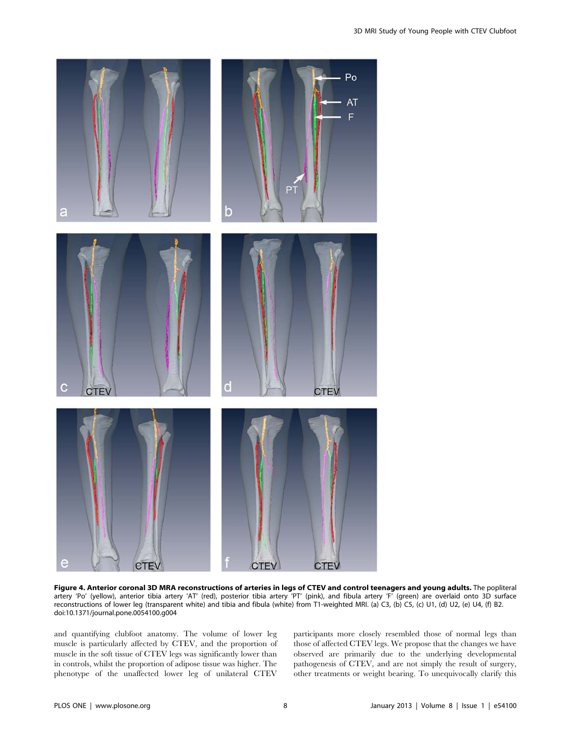**Figure 4. Anterior coronal 3D MRA reconstructions of arteries in legs of CTEV and control teenagers and young adults.** The popliteal artery 'Po' (yellow), anterior tibia artery 'AT' (red), posterior tibia artery 'PT' (pink), and fibula artery 'F' (green) are overlaid onto 3D surface reconstructions of lower leg (transparent white) and tibia and fibula (white) from T1-weighted MRI. (a) C3, (b) C5, (c) U1, (d) U2, (e) U4, (f) B2.
doi:10.1371/journal.pone.0054100.g004

and quantifying clubfoot anatomy. The volume of lower leg muscle is particularly affected by CTEV, and the proportion of muscle in the soft tissue of CTEV legs was significantly lower than in controls, whilst the proportion of adipose tissue was higher. The phenotype of the unaffected lower leg of unilateral CTEV participants more closely resembled those of normal legs than those of affected CTEV legs. We propose that the changes we have observed are primarily due to the underlying developmental pathogenesis of CTEV, and are not simply the result of surgery, other treatments or weight bearing. To unequivocally clarify this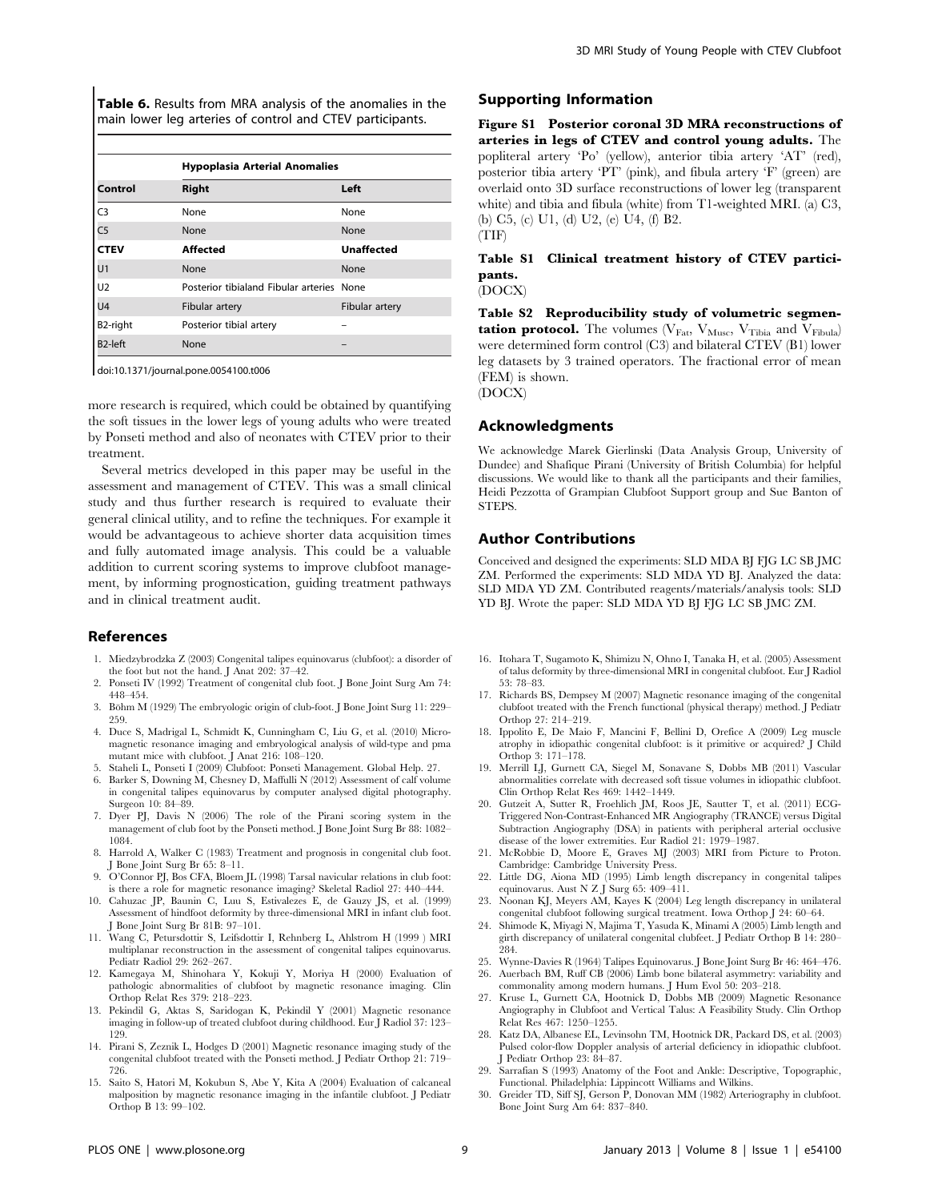**Table 6.** Results from MRA analysis of the anomalies in the main lower leg arteries of control and CTEV participants.

| | Hypoplasia Arterial Anomalies | |
|---|---|---|
| **Control** | **Right** | **Left** |
| C3 | None | None |
| C5 | None | None |
| **CTEV** | **Affected** | **Unaffected** |
| U1 | None | None |
| U2 | Posterior tibialand Fibular arteries | None |
| U4 | Fibular artery | Fibular artery |
| B2-right | Posterior tibial artery | – |
| B2-left | None | – |

doi:10.1371/journal.pone.0054100.t006

more research is required, which could be obtained by quantifying the soft tissues in the lower legs of young adults who were treated by Ponseti method and also of neonates with CTEV prior to their treatment.

Several metrics developed in this paper may be useful in the assessment and management of CTEV. This was a small clinical study and thus further research is required to evaluate their general clinical utility, and to refine the techniques. For example it would be advantageous to achieve shorter data acquisition times and fully automated image analysis. This could be a valuable addition to current scoring systems to improve clubfoot management, by informing prognostication, guiding treatment pathways and in clinical treatment audit.

## Supporting Information

**Figure S1 Posterior coronal 3D MRA reconstructions of arteries in legs of CTEV and control young adults.** The popliteral artery 'Po' (yellow), anterior tibia artery 'AT' (red), posterior tibia artery 'PT' (pink), and fibula artery 'F' (green) are overlaid onto 3D surface reconstructions of lower leg (transparent white) and tibia and fibula (white) from T1-weighted MRI. (a) C3, (b) C5, (c) U1, (d) U2, (e) U4, (f) B2.
(TIF)

**Table S1 Clinical treatment history of CTEV participants.**
(DOCX)

**Table S2 Reproducibility study of volumetric segmentation protocol.** The volumes ($V_{Fat}$, $V_{Musc}$, $V_{Tibia}$ and $V_{Fibula}$) were determined form control (C3) and bilateral CTEV (B1) lower leg datasets by 3 trained operators. The fractional error of mean (FEM) is shown.
(DOCX)

## Acknowledgments

We acknowledge Marek Gierlinski (Data Analysis Group, University of Dundee) and Shafique Pirani (University of British Columbia) for helpful discussions. We would like to thank all the participants and their families, Heidi Pezzotta of Grampian Clubfoot Support group and Sue Banton of STEPS.

## Author Contributions

Conceived and designed the experiments: SLD MDA BJ FJG LC SB JMC ZM. Performed the experiments: SLD MDA YD BJ. Analyzed the data: SLD MDA YD ZM. Contributed reagents/materials/analysis tools: SLD YD BJ. Wrote the paper: SLD MDA YD BJ FJG LC SB JMC ZM.

## References

1. Miedzybrodzka Z (2003) Congenital talipes equinovarus (clubfoot): a disorder of the foot but not the hand. J Anat 202: 37–42.
2. Ponseti IV (1992) Treatment of congenital club foot. J Bone Joint Surg Am 74: 448–454.
3. Böhm M (1929) The embryologic origin of club-foot. J Bone Joint Surg 11: 229–259.
4. Duce S, Madrigal L, Schmidt K, Cunningham C, Liu G, et al. (2010) Micromagnetic resonance imaging and embryological analysis of wild-type and pma mutant mice with clubfoot. J Anat 216: 108–120.
5. Staheli L, Ponseti I (2009) Clubfoot: Ponseti Management. Global Help. 27.
6. Barker S, Downing M, Chesney D, Maffulli N (2012) Assessment of calf volume in congenital talipes equinovarus by computer analysed digital photography. Surgeon 10: 84–89.
7. Dyer PJ, Davis N (2006) The role of the Pirani scoring system in the management of club foot by the Ponseti method. J Bone Joint Surg Br 88: 1082–1084.
8. Harrold A, Walker C (1983) Treatment and prognosis in congenital club foot. J Bone Joint Surg Br 65: 8–11.
9. O'Connor PJ, Bos CFA, Bloem JL (1998) Tarsal navicular relations in club foot: is there a role for magnetic resonance imaging? Skeletal Radiol 27: 440–444.
10. Cahuzac JP, Baunin C, Luu S, Estivalezes E, de Gauzy JS, et al. (1999) Assessment of hindfoot deformity by three-dimensional MRI in infant club foot. J Bone Joint Surg Br 81B: 97–101.
11. Wang C, Petursdottir S, Leifsdottir I, Rehnberg L, Ahlstrom H (1999 ) MRI multiplanar reconstruction in the assessment of congenital talipes equinovarus. Pediatr Radiol 29: 262–267.
12. Kamegaya M, Shinohara Y, Kokuji Y, Moriya H (2000) Evaluation of pathologic abnormalities of clubfoot by magnetic resonance imaging. Clin Orthop Relat Res 379: 218–223.
13. Pekindil G, Aktas S, Saridogan K, Pekindil Y (2001) Magnetic resonance imaging in follow-up of treated clubfoot during childhood. Eur J Radiol 37: 123–129.
14. Pirani S, Zeznik L, Hodges D (2001) Magnetic resonance imaging study of the congenital clubfoot treated with the Ponseti method. J Pediatr Orthop 21: 719–726.
15. Saito S, Hatori M, Kokubun S, Abe Y, Kita A (2004) Evaluation of calcaneal malposition by magnetic resonance imaging in the infantile clubfoot. J Pediatr Orthop B 13: 99–102.
16. Itohara T, Sugamoto K, Shimizu N, Ohno I, Tanaka H, et al. (2005) Assessment of talus deformity by three-dimensional MRI in congenital clubfoot. Eur J Radiol 53: 78–83.
17. Richards BS, Dempsey M (2007) Magnetic resonance imaging of the congenital clubfoot treated with the French functional (physical therapy) method. J Pediatr Orthop 27: 214–219.
18. Ippolito E, De Maio F, Mancini F, Bellini D, Orefice A (2009) Leg muscle atrophy in idiopathic congenital clubfoot: is it primitive or acquired? J Child Orthop 3: 171–178.
19. Merrill LJ, Gurnett CA, Siegel M, Sonavane S, Dobbs MB (2011) Vascular abnormalities correlate with decreased soft tissue volumes in idiopathic clubfoot. Clin Orthop Relat Res 469: 1442–1449.
20. Gutzeit A, Sutter R, Froehlich JM, Roos JE, Sautter T, et al. (2011) ECG-Triggered Non-Contrast-Enhanced MR Angiography (TRANCE) versus Digital Subtraction Angiography (DSA) in patients with peripheral arterial occlusive disease of the lower extremities. Eur Radiol 21: 1979–1987.
21. McRobbie D, Moore E, Graves MJ (2003) MRI from Picture to Proton. Cambridge: Cambridge University Press.
22. Little DG, Aiona MD (1995) Limb length discrepancy in congenital talipes equinovarus. Aust N Z J Surg 65: 409–411.
23. Noonan KJ, Meyers AM, Kayes K (2004) Leg length discrepancy in unilateral congenital clubfoot following surgical treatment. Iowa Orthop J 24: 60–64.
24. Shimode K, Miyagi N, Majima T, Yasuda K, Minami A (2005) Limb length and girth discrepancy of unilateral congenital clubfeet. J Pediatr Orthop B 14: 280–284.
25. Wynne-Davies R (1964) Talipes Equinovarus. J Bone Joint Surg Br 46: 464–476.
26. Auerbach BM, Ruff CB (2006) Limb bone bilateral asymmetry: variability and commonality among modern humans. J Hum Evol 50: 203–218.
27. Kruse L, Gurnett CA, Hootnick D, Dobbs MB (2009) Magnetic Resonance Angiography in Clubfoot and Vertical Talus: A Feasibility Study. Clin Orthop Relat Res 467: 1250–1255.
28. Katz DA, Albanese EL, Levinsohn TM, Hootnick DR, Packard DS, et al. (2003) Pulsed color-flow Doppler analysis of arterial deficiency in idiopathic clubfoot. J Pediatr Orthop 23: 84–87.
29. Sarrafian S (1993) Anatomy of the Foot and Ankle: Descriptive, Topographic, Functional. Philadelphia: Lippincott Williams and Wilkins.
30. Greider TD, Siff SJ, Gerson P, Donovan MM (1982) Arteriography in clubfoot. Bone Joint Surg Am 64: 837–840.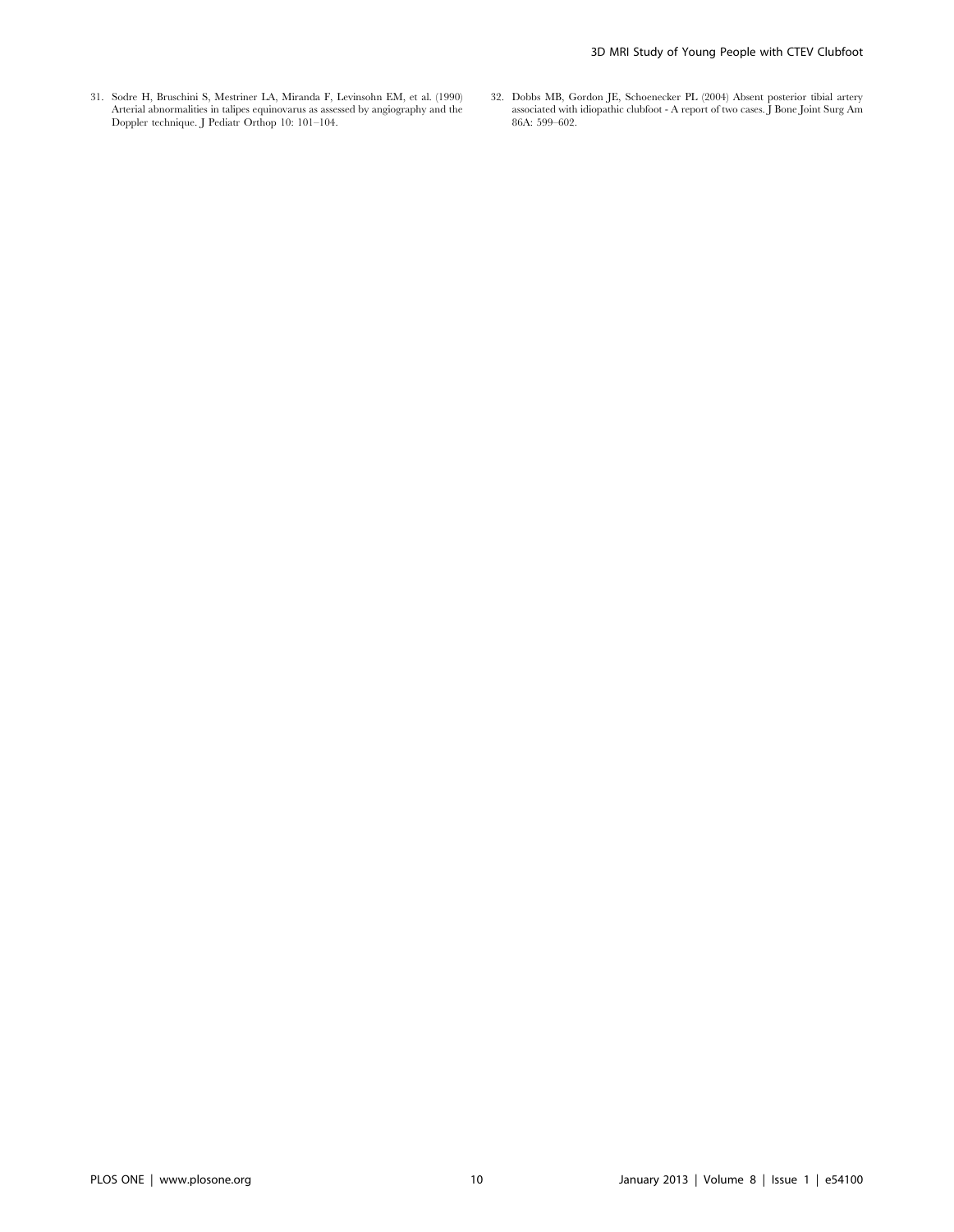31. Sodre H, Bruschini S, Mestriner LA, Miranda F, Levinsohn EM, et al. (1990) Arterial abnormalities in talipes equinovarus as assessed by angiography and the Doppler technique. J Pediatr Orthop 10: 101–104.
32. Dobbs MB, Gordon JE, Schoenecker PL (2004) Absent posterior tibial artery associated with idiopathic clubfoot - A report of two cases. J Bone Joint Surg Am 86A: 599–602.